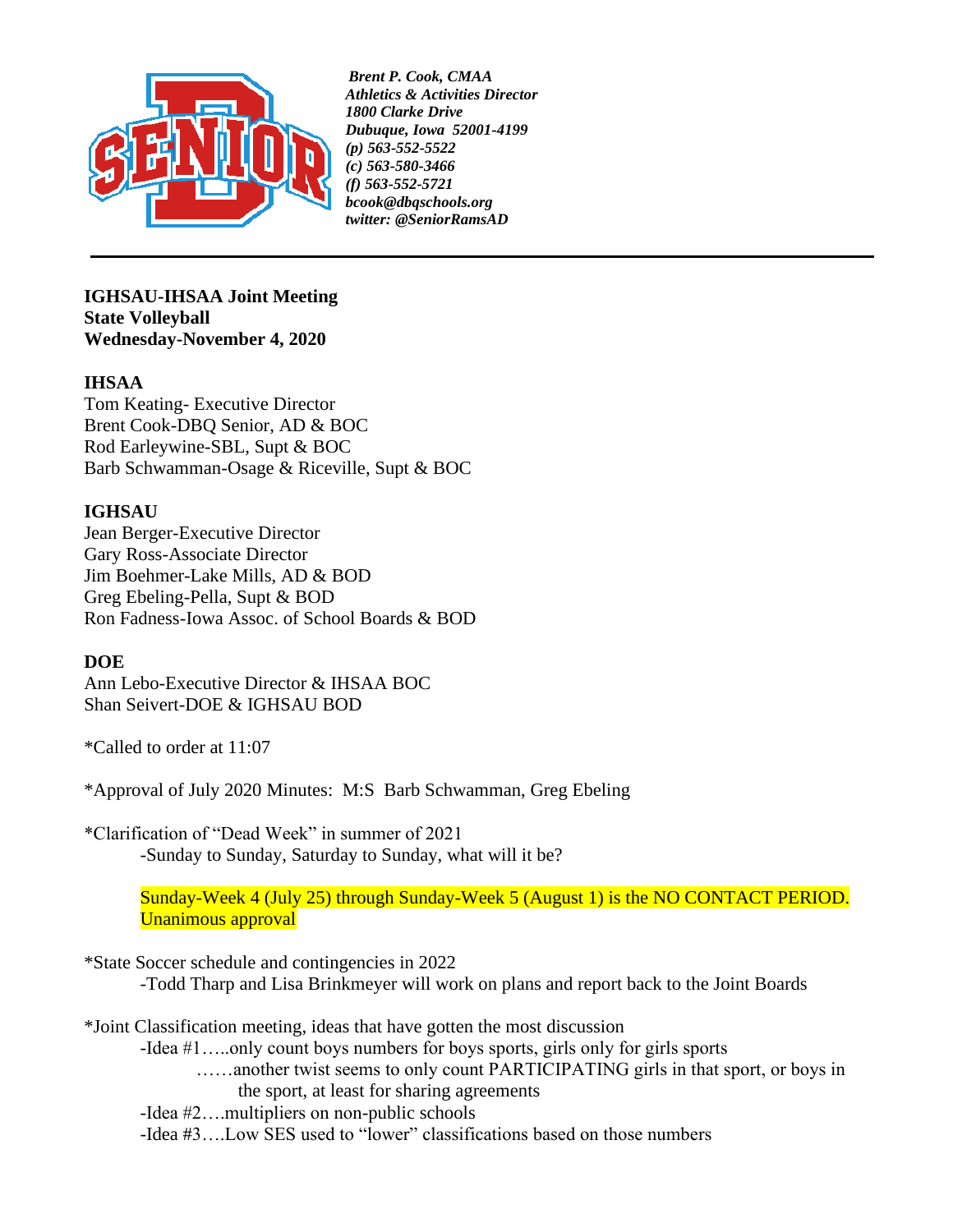*Brent P. Cook, CMAA*
*Athletics & Activities Director*
*1800 Clarke Drive*
*Dubuque, Iowa 52001-4199*
*(p) 563-552-5522*
*(c) 563-580-3466*
*(f) 563-552-5721*
*bcook@dbqschools.org*
*twitter: @SeniorRamsAD*

---

**IGHSAU-IHSAA Joint Meeting**
**State Volleyball**
**Wednesday-November 4, 2020**

**IHSAA**
Tom Keating- Executive Director
Brent Cook-DBQ Senior, AD & BOC
Rod Earleywine-SBL, Supt & BOC
Barb Schwamman-Osage & Riceville, Supt & BOC

**IGHSAU**
Jean Berger-Executive Director
Gary Ross-Associate Director
Jim Boehmer-Lake Mills, AD & BOD
Greg Ebeling-Pella, Supt & BOD
Ron Fadness-Iowa Assoc. of School Boards & BOD

**DOE**
Ann Lebo-Executive Director & IHSAA BOC
Shan Seivert-DOE & IGHSAU BOD

*Called to order at 11:07

*Approval of July 2020 Minutes: M:S Barb Schwamman, Greg Ebeling

*Clarification of "Dead Week" in summer of 2021
- Sunday to Sunday, Saturday to Sunday, what will it be?

  Sunday-Week 4 (July 25) through Sunday-Week 5 (August 1) is the NO CONTACT PERIOD. Unanimous approval

*State Soccer schedule and contingencies in 2022
- Todd Tharp and Lisa Brinkmeyer will work on plans and report back to the Joint Boards

*Joint Classification meeting, ideas that have gotten the most discussion
- Idea #1…..only count boys numbers for boys sports, girls only for girls sports
  ……another twist seems to only count PARTICIPATING girls in that sport, or boys in the sport, at least for sharing agreements
- Idea #2….multipliers on non-public schools
- Idea #3….Low SES used to "lower" classifications based on those numbers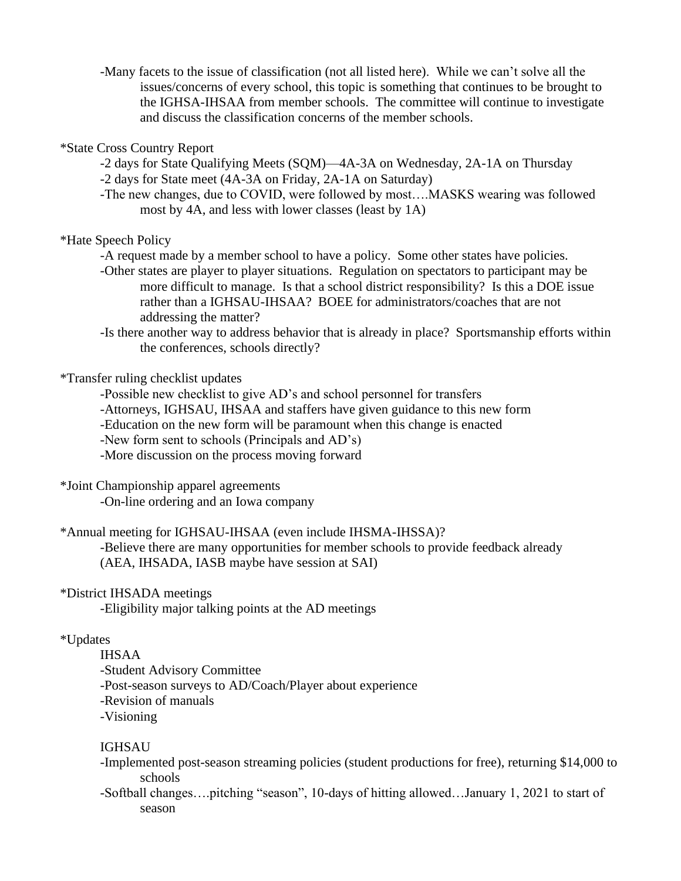-Many facets to the issue of classification (not all listed here). While we can't solve all the issues/concerns of every school, this topic is something that continues to be brought to the IGHSA-IHSAA from member schools. The committee will continue to investigate and discuss the classification concerns of the member schools.

*State Cross Country Report

-2 days for State Qualifying Meets (SQM)—4A-3A on Wednesday, 2A-1A on Thursday

-2 days for State meet (4A-3A on Friday, 2A-1A on Saturday)

-The new changes, due to COVID, were followed by most….MASKS wearing was followed most by 4A, and less with lower classes (least by 1A)

*Hate Speech Policy

-A request made by a member school to have a policy. Some other states have policies.

-Other states are player to player situations. Regulation on spectators to participant may be more difficult to manage. Is that a school district responsibility? Is this a DOE issue rather than a IGHSAU-IHSAA? BOEE for administrators/coaches that are not addressing the matter?

-Is there another way to address behavior that is already in place? Sportsmanship efforts within the conferences, schools directly?

*Transfer ruling checklist updates

-Possible new checklist to give AD's and school personnel for transfers

-Attorneys, IGHSAU, IHSAA and staffers have given guidance to this new form

-Education on the new form will be paramount when this change is enacted

-New form sent to schools (Principals and AD's)

-More discussion on the process moving forward

*Joint Championship apparel agreements

-On-line ordering and an Iowa company

*Annual meeting for IGHSAU-IHSAA (even include IHSMA-IHSSA)?

-Believe there are many opportunities for member schools to provide feedback already (AEA, IHSADA, IASB maybe have session at SAI)

*District IHSADA meetings

-Eligibility major talking points at the AD meetings

*Updates

IHSAA

-Student Advisory Committee

-Post-season surveys to AD/Coach/Player about experience

-Revision of manuals

-Visioning

IGHSAU

-Implemented post-season streaming policies (student productions for free), returning $14,000 to schools

-Softball changes….pitching "season", 10-days of hitting allowed…January 1, 2021 to start of season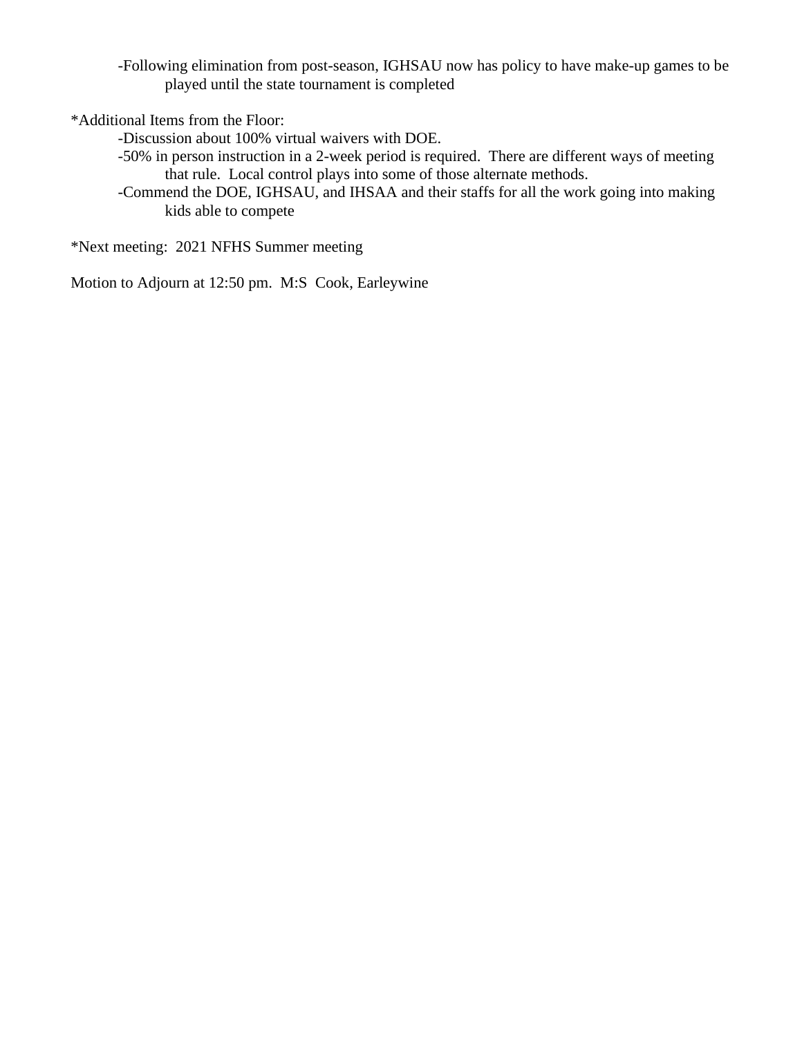-Following elimination from post-season, IGHSAU now has policy to have make-up games to be played until the state tournament is completed

*Additional Items from the Floor:

-Discussion about 100% virtual waivers with DOE.

-50% in person instruction in a 2-week period is required. There are different ways of meeting that rule. Local control plays into some of those alternate methods.

-Commend the DOE, IGHSAU, and IHSAA and their staffs for all the work going into making kids able to compete

*Next meeting: 2021 NFHS Summer meeting

Motion to Adjourn at 12:50 pm. M:S Cook, Earleywine